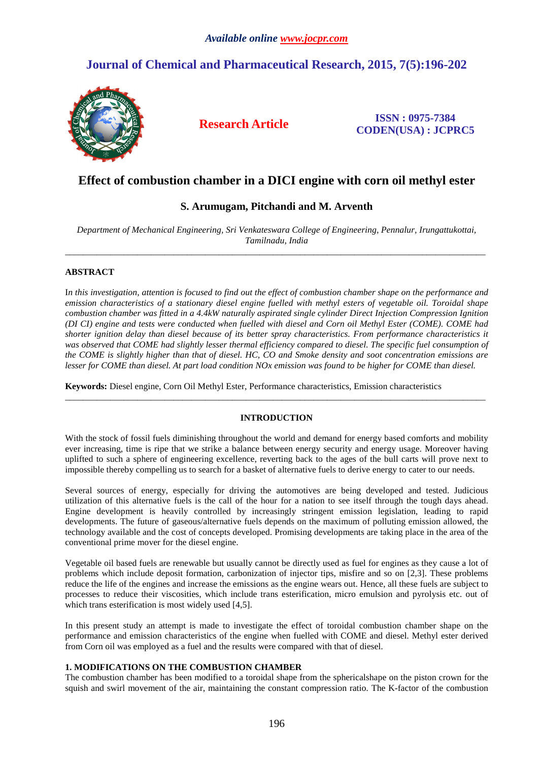*Available online www.jocpr.com*

# Journal of Chemical and Pharmaceutical Research, 2015, 7(5):196-202

**Research Article**

**ISSN : 0975-7384**
**CODEN(USA) : JCPRC5**

# Effect of combustion chamber in a DICI engine with corn oil methyl ester

**S. Arumugam, Pitchandi and M. Arventh**

*Department of Mechanical Engineering, Sri Venkateswara College of Engineering, Pennalur, Irungattukottai, Tamilnadu, India*

---

## ABSTRACT

I*n this investigation, attention is focused to find out the effect of combustion chamber shape on the performance and emission characteristics of a stationary diesel engine fuelled with methyl esters of vegetable oil. Toroidal shape combustion chamber was fitted in a 4.4kW naturally aspirated single cylinder Direct Injection Compression Ignition (DI CI) engine and tests were conducted when fuelled with diesel and Corn oil Methyl Ester (COME). COME had shorter ignition delay than diesel because of its better spray characteristics. From performance characteristics it was observed that COME had slightly lesser thermal efficiency compared to diesel. The specific fuel consumption of the COME is slightly higher than that of diesel. HC, CO and Smoke density and soot concentration emissions are lesser for COME than diesel. At part load condition NOx emission was found to be higher for COME than diesel.*

**Keywords:** Diesel engine, Corn Oil Methyl Ester, Performance characteristics, Emission characteristics

---

## INTRODUCTION

With the stock of fossil fuels diminishing throughout the world and demand for energy based comforts and mobility ever increasing, time is ripe that we strike a balance between energy security and energy usage. Moreover having uplifted to such a sphere of engineering excellence, reverting back to the ages of the bull carts will prove next to impossible thereby compelling us to search for a basket of alternative fuels to derive energy to cater to our needs.

Several sources of energy, especially for driving the automotives are being developed and tested. Judicious utilization of this alternative fuels is the call of the hour for a nation to see itself through the tough days ahead. Engine development is heavily controlled by increasingly stringent emission legislation, leading to rapid developments. The future of gaseous/alternative fuels depends on the maximum of polluting emission allowed, the technology available and the cost of concepts developed. Promising developments are taking place in the area of the conventional prime mover for the diesel engine.

Vegetable oil based fuels are renewable but usually cannot be directly used as fuel for engines as they cause a lot of problems which include deposit formation, carbonization of injector tips, misfire and so on [2,3]. These problems reduce the life of the engines and increase the emissions as the engine wears out. Hence, all these fuels are subject to processes to reduce their viscosities, which include trans esterification, micro emulsion and pyrolysis etc. out of which trans esterification is most widely used [4,5].

In this present study an attempt is made to investigate the effect of toroidal combustion chamber shape on the performance and emission characteristics of the engine when fuelled with COME and diesel. Methyl ester derived from Corn oil was employed as a fuel and the results were compared with that of diesel.

### 1. MODIFICATIONS ON THE COMBUSTION CHAMBER

The combustion chamber has been modified to a toroidal shape from the sphericalshape on the piston crown for the squish and swirl movement of the air, maintaining the constant compression ratio. The K-factor of the combustion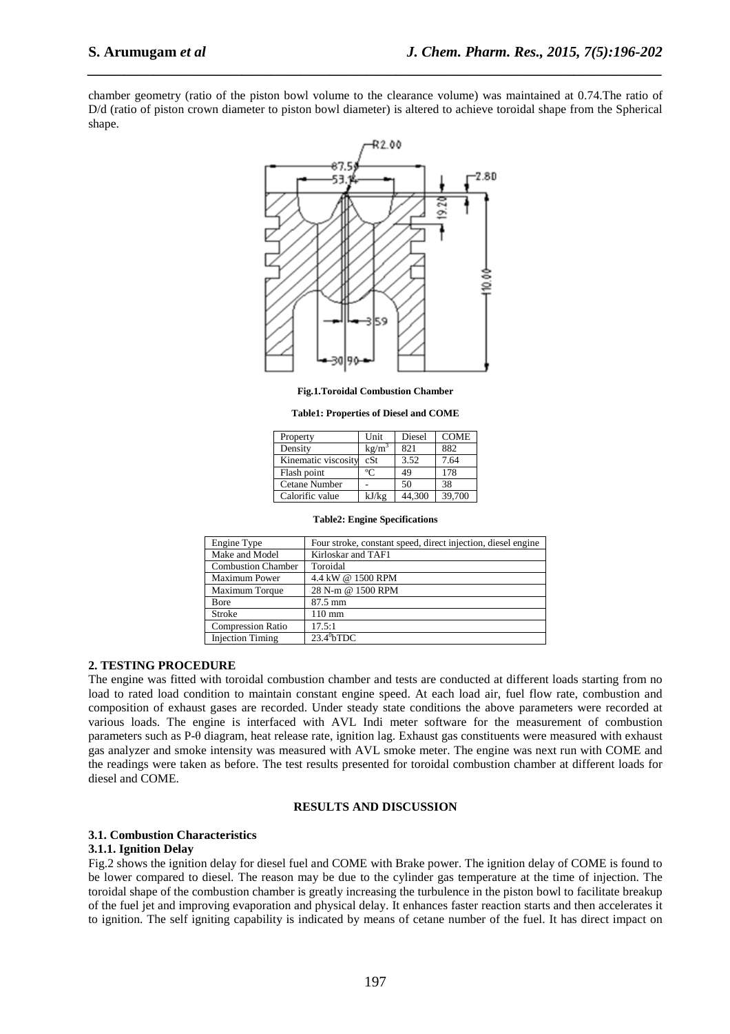chamber geometry (ratio of the piston bowl volume to the clearance volume) was maintained at 0.74.The ratio of D/d (ratio of piston crown diameter to piston bowl diameter) is altered to achieve toroidal shape from the Spherical shape.

**Fig.1.Toroidal Combustion Chamber**

**Table1: Properties of Diesel and COME**

| Property | Unit | Diesel | COME |
|---|---|---|---|
| Density | $kg/m^3$ | 821 | 882 |
| Kinematic viscosity | cSt | 3.52 | 7.64 |
| Flash point | °C | 49 | 178 |
| Cetane Number | - | 50 | 38 |
| Calorific value | kJ/kg | 44,300 | 39,700 |

**Table2: Engine Specifications**

| Engine Type | Four stroke, constant speed, direct injection, diesel engine |
|---|---|
| Make and Model | Kirloskar and TAF1 |
| Combustion Chamber | Toroidal |
| Maximum Power | 4.4 kW @ 1500 RPM |
| Maximum Torque | 28 N-m @ 1500 RPM |
| Bore | 87.5 mm |
| Stroke | 110 mm |
| Compression Ratio | 17.5:1 |
| Injection Timing | $23.4^0$bTDC |

## 2. TESTING PROCEDURE

The engine was fitted with toroidal combustion chamber and tests are conducted at different loads starting from no load to rated load condition to maintain constant engine speed. At each load air, fuel flow rate, combustion and composition of exhaust gases are recorded. Under steady state conditions the above parameters were recorded at various loads. The engine is interfaced with AVL Indi meter software for the measurement of combustion parameters such as P-θ diagram, heat release rate, ignition lag. Exhaust gas constituents were measured with exhaust gas analyzer and smoke intensity was measured with AVL smoke meter. The engine was next run with COME and the readings were taken as before. The test results presented for toroidal combustion chamber at different loads for diesel and COME.

## RESULTS AND DISCUSSION

### 3.1. Combustion Characteristics

#### 3.1.1. Ignition Delay

Fig.2 shows the ignition delay for diesel fuel and COME with Brake power. The ignition delay of COME is found to be lower compared to diesel. The reason may be due to the cylinder gas temperature at the time of injection. The toroidal shape of the combustion chamber is greatly increasing the turbulence in the piston bowl to facilitate breakup of the fuel jet and improving evaporation and physical delay. It enhances faster reaction starts and then accelerates it to ignition. The self igniting capability is indicated by means of cetane number of the fuel. It has direct impact on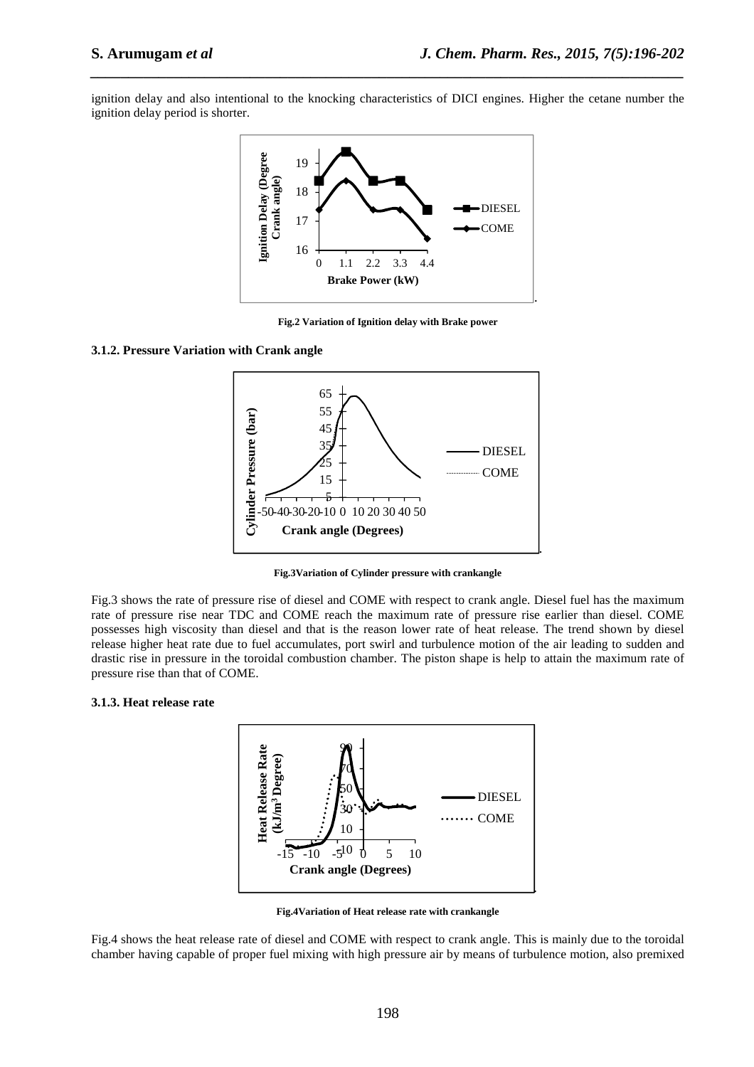ignition delay and also intentional to the knocking characteristics of DICI engines. Higher the cetane number the ignition delay period is shorter.

**Fig.2 Variation of Ignition delay with Brake power**

#### 3.1.2. Pressure Variation with Crank angle

**Fig.3Variation of Cylinder pressure with crankangle**

Fig.3 shows the rate of pressure rise of diesel and COME with respect to crank angle. Diesel fuel has the maximum rate of pressure rise near TDC and COME reach the maximum rate of pressure rise earlier than diesel. COME possesses high viscosity than diesel and that is the reason lower rate of heat release. The trend shown by diesel release higher heat rate due to fuel accumulates, port swirl and turbulence motion of the air leading to sudden and drastic rise in pressure in the toroidal combustion chamber. The piston shape is help to attain the maximum rate of pressure rise than that of COME.

#### 3.1.3. Heat release rate

**Fig.4Variation of Heat release rate with crankangle**

Fig.4 shows the heat release rate of diesel and COME with respect to crank angle. This is mainly due to the toroidal chamber having capable of proper fuel mixing with high pressure air by means of turbulence motion, also premixed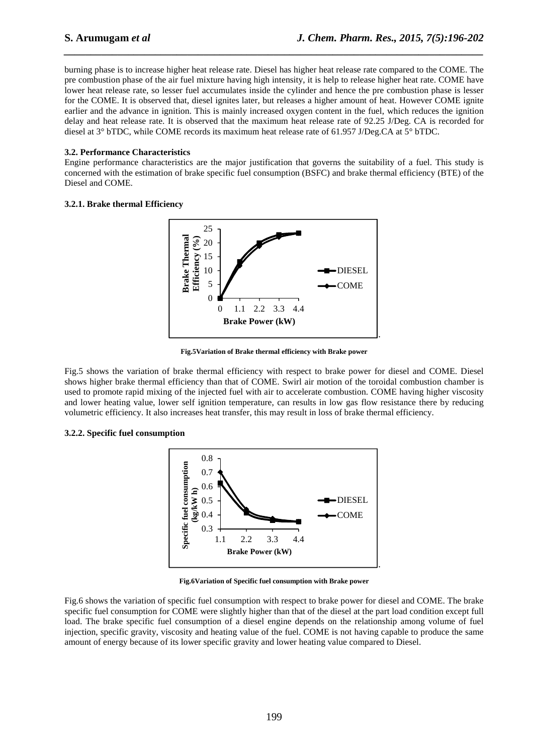burning phase is to increase higher heat release rate. Diesel has higher heat release rate compared to the COME. The pre combustion phase of the air fuel mixture having high intensity, it is help to release higher heat rate. COME have lower heat release rate, so lesser fuel accumulates inside the cylinder and hence the pre combustion phase is lesser for the COME. It is observed that, diesel ignites later, but releases a higher amount of heat. However COME ignite earlier and the advance in ignition. This is mainly increased oxygen content in the fuel, which reduces the ignition delay and heat release rate. It is observed that the maximum heat release rate of 92.25 J/Deg. CA is recorded for diesel at 3° bTDC, while COME records its maximum heat release rate of 61.957 J/Deg.CA at 5° bTDC.

### 3.2. Performance Characteristics

Engine performance characteristics are the major justification that governs the suitability of a fuel. This study is concerned with the estimation of brake specific fuel consumption (BSFC) and brake thermal efficiency (BTE) of the Diesel and COME.

#### 3.2.1. Brake thermal Efficiency

**Fig.5Variation of Brake thermal efficiency with Brake power**

Fig.5 shows the variation of brake thermal efficiency with respect to brake power for diesel and COME. Diesel shows higher brake thermal efficiency than that of COME. Swirl air motion of the toroidal combustion chamber is used to promote rapid mixing of the injected fuel with air to accelerate combustion. COME having higher viscosity and lower heating value, lower self ignition temperature, can results in low gas flow resistance there by reducing volumetric efficiency. It also increases heat transfer, this may result in loss of brake thermal efficiency.

#### 3.2.2. Specific fuel consumption

**Fig.6Variation of Specific fuel consumption with Brake power**

Fig.6 shows the variation of specific fuel consumption with respect to brake power for diesel and COME. The brake specific fuel consumption for COME were slightly higher than that of the diesel at the part load condition except full load. The brake specific fuel consumption of a diesel engine depends on the relationship among volume of fuel injection, specific gravity, viscosity and heating value of the fuel. COME is not having capable to produce the same amount of energy because of its lower specific gravity and lower heating value compared to Diesel.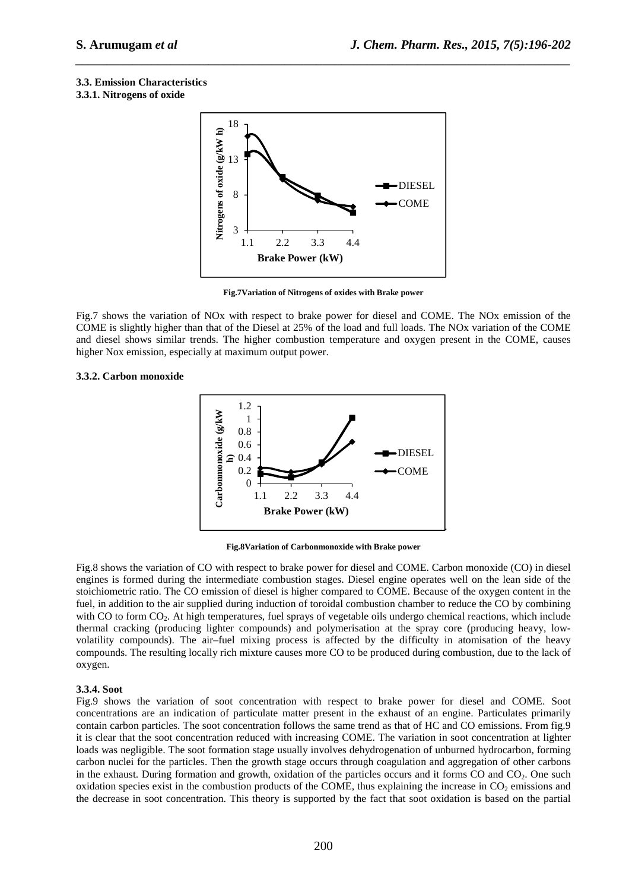### 3.3. Emission Characteristics

#### 3.3.1. Nitrogens of oxide

**Fig.7Variation of Nitrogens of oxides with Brake power**

Fig.7 shows the variation of NOx with respect to brake power for diesel and COME. The NOx emission of the COME is slightly higher than that of the Diesel at 25% of the load and full loads. The NOx variation of the COME and diesel shows similar trends. The higher combustion temperature and oxygen present in the COME, causes higher Nox emission, especially at maximum output power.

#### 3.3.2. Carbon monoxide

**Fig.8Variation of Carbonmonoxide with Brake power**

Fig.8 shows the variation of CO with respect to brake power for diesel and COME. Carbon monoxide (CO) in diesel engines is formed during the intermediate combustion stages. Diesel engine operates well on the lean side of the stoichiometric ratio. The CO emission of diesel is higher compared to COME. Because of the oxygen content in the fuel, in addition to the air supplied during induction of toroidal combustion chamber to reduce the CO by combining with CO to form $CO_2$. At high temperatures, fuel sprays of vegetable oils undergo chemical reactions, which include thermal cracking (producing lighter compounds) and polymerisation at the spray core (producing heavy, low-volatility compounds). The air–fuel mixing process is affected by the difficulty in atomisation of the heavy compounds. The resulting locally rich mixture causes more CO to be produced during combustion, due to the lack of oxygen.

#### 3.3.4. Soot

Fig.9 shows the variation of soot concentration with respect to brake power for diesel and COME. Soot concentrations are an indication of particulate matter present in the exhaust of an engine. Particulates primarily contain carbon particles. The soot concentration follows the same trend as that of HC and CO emissions. From fig.9 it is clear that the soot concentration reduced with increasing COME. The variation in soot concentration at lighter loads was negligible. The soot formation stage usually involves dehydrogenation of unburned hydrocarbon, forming carbon nuclei for the particles. Then the growth stage occurs through coagulation and aggregation of other carbons in the exhaust. During formation and growth, oxidation of the particles occurs and it forms CO and $CO_2$. One such oxidation species exist in the combustion products of the COME, thus explaining the increase in $CO_2$ emissions and the decrease in soot concentration. This theory is supported by the fact that soot oxidation is based on the partial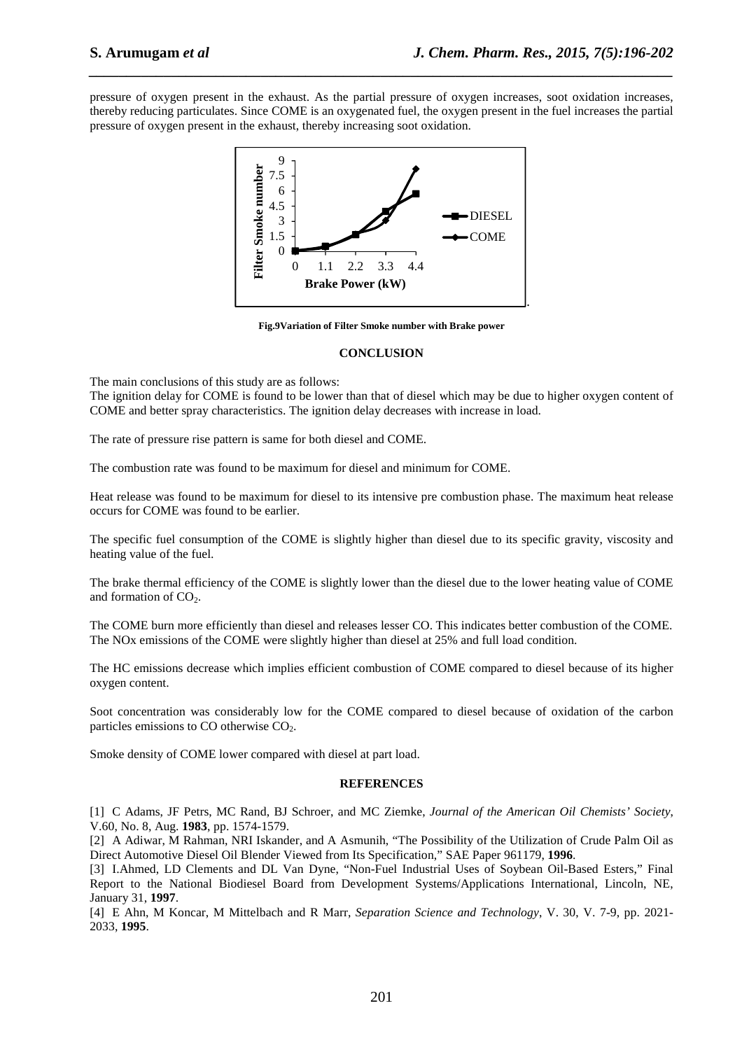pressure of oxygen present in the exhaust. As the partial pressure of oxygen increases, soot oxidation increases, thereby reducing particulates. Since COME is an oxygenated fuel, the oxygen present in the fuel increases the partial pressure of oxygen present in the exhaust, thereby increasing soot oxidation.

**Fig.9Variation of Filter Smoke number with Brake power**

## CONCLUSION

The main conclusions of this study are as follows:

The ignition delay for COME is found to be lower than that of diesel which may be due to higher oxygen content of COME and better spray characteristics. The ignition delay decreases with increase in load.

The rate of pressure rise pattern is same for both diesel and COME.

The combustion rate was found to be maximum for diesel and minimum for COME.

Heat release was found to be maximum for diesel to its intensive pre combustion phase. The maximum heat release occurs for COME was found to be earlier.

The specific fuel consumption of the COME is slightly higher than diesel due to its specific gravity, viscosity and heating value of the fuel.

The brake thermal efficiency of the COME is slightly lower than the diesel due to the lower heating value of COME and formation of $CO_2$.

The COME burn more efficiently than diesel and releases lesser CO. This indicates better combustion of the COME. The NOx emissions of the COME were slightly higher than diesel at 25% and full load condition.

The HC emissions decrease which implies efficient combustion of COME compared to diesel because of its higher oxygen content.

Soot concentration was considerably low for the COME compared to diesel because of oxidation of the carbon particles emissions to CO otherwise $CO_2$.

Smoke density of COME lower compared with diesel at part load.

## REFERENCES

[1] C Adams, JF Petrs, MC Rand, BJ Schroer, and MC Ziemke, *Journal of the American Oil Chemists' Society*, V.60, No. 8, Aug. **1983**, pp. 1574-1579.

[2] A Adiwar, M Rahman, NRI Iskander, and A Asmunih, "The Possibility of the Utilization of Crude Palm Oil as Direct Automotive Diesel Oil Blender Viewed from Its Specification," SAE Paper 961179, **1996**.

[3] I.Ahmed, LD Clements and DL Van Dyne, "Non-Fuel Industrial Uses of Soybean Oil-Based Esters," Final Report to the National Biodiesel Board from Development Systems/Applications International, Lincoln, NE, January 31, **1997**.

[4] E Ahn, M Koncar, M Mittelbach and R Marr, *Separation Science and Technology*, V. 30, V. 7-9, pp. 2021-2033, **1995**.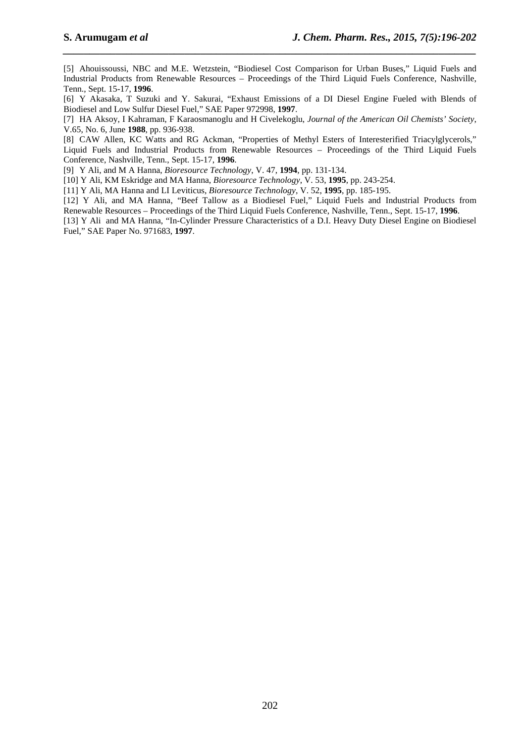[5] Ahouissoussi, NBC and M.E. Wetzstein, “Biodiesel Cost Comparison for Urban Buses,” Liquid Fuels and Industrial Products from Renewable Resources – Proceedings of the Third Liquid Fuels Conference, Nashville, Tenn., Sept. 15-17, **1996**.

[6] Y Akasaka, T Suzuki and Y. Sakurai, “Exhaust Emissions of a DI Diesel Engine Fueled with Blends of Biodiesel and Low Sulfur Diesel Fuel,” SAE Paper 972998, **1997**.

[7] HA Aksoy, I Kahraman, F Karaosmanoglu and H Civelekoglu, *Journal of the American Oil Chemists’ Society*, V.65, No. 6, June **1988**, pp. 936-938.

[8] CAW Allen, KC Watts and RG Ackman, “Properties of Methyl Esters of Interesterified Triacylglycerols,” Liquid Fuels and Industrial Products from Renewable Resources – Proceedings of the Third Liquid Fuels Conference, Nashville, Tenn., Sept. 15-17, **1996**.

[9] Y Ali, and M A Hanna, *Bioresource Technology*, V. 47, **1994**, pp. 131-134.

[10] Y Ali, KM Eskridge and MA Hanna, *Bioresource Technology*, V. 53, **1995**, pp. 243-254.

[11] Y Ali, MA Hanna and LI Leviticus, *Bioresource Technology*, V. 52, **1995**, pp. 185-195.

[12] Y Ali, and MA Hanna, “Beef Tallow as a Biodiesel Fuel,” Liquid Fuels and Industrial Products from Renewable Resources – Proceedings of the Third Liquid Fuels Conference, Nashville, Tenn., Sept. 15-17, **1996**.

[13] Y Ali and MA Hanna, “In-Cylinder Pressure Characteristics of a D.I. Heavy Duty Diesel Engine on Biodiesel Fuel,” SAE Paper No. 971683, **1997**.